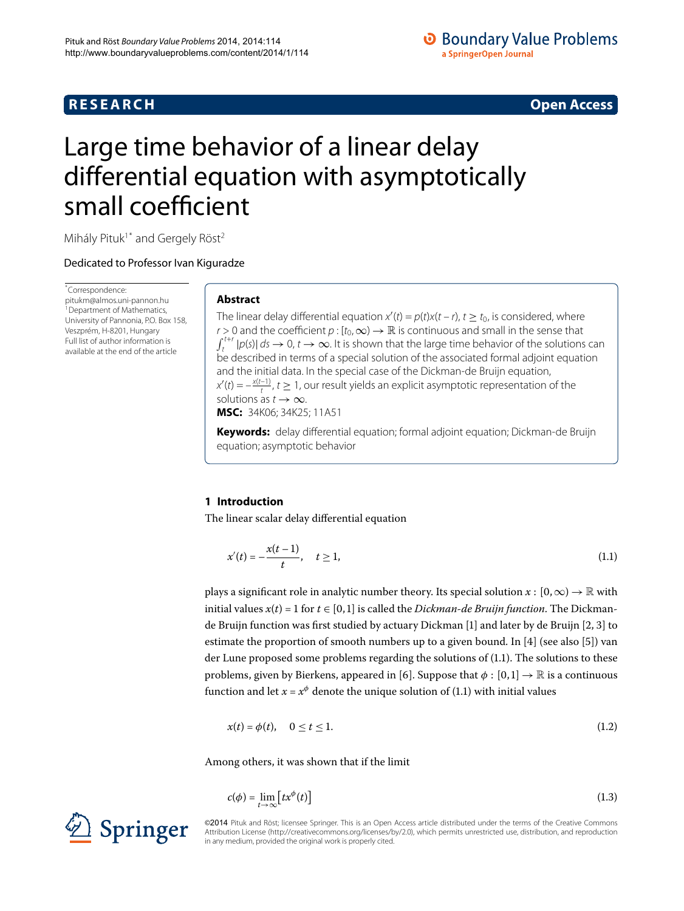RESEARCH | Open Access

# Large time behavior of a linear delay differential equation with asymptotically small coefficient

Mihály Pituk[1*] and Gergely Röst[2]

Dedicated to Professor Ivan Kiguradze

*Correspondence: pitukm@almos.uni-pannon.hu
[1]Department of Mathematics, University of Pannonia, P.O. Box 158, Veszprém, H-8201, Hungary
Full list of author information is available at the end of the article

## Abstract

The linear delay differential equation $x'(t) = p(t)x(t-r)$, $t \geq t_0$, is considered, where $r > 0$ and the coefficient $p : [t_0, \infty) \to \mathbb{R}$ is continuous and small in the sense that $\int_t^{t+r} |p(s)|\,ds \to 0$, $t \to \infty$. It is shown that the large time behavior of the solutions can be described in terms of a special solution of the associated formal adjoint equation and the initial data. In the special case of the Dickman-de Bruijn equation, $x'(t) = -\frac{x(t-1)}{t}$, $t \geq 1$, our result yields an explicit asymptotic representation of the solutions as $t \to \infty$.

**MSC:** 34K06; 34K25; 11A51

**Keywords:** delay differential equation; formal adjoint equation; Dickman-de Bruijn equation; asymptotic behavior

## 1 Introduction

The linear scalar delay differential equation

$$x'(t) = -\frac{x(t-1)}{t}, \quad t \geq 1, \tag{1.1}$$

plays a significant role in analytic number theory. Its special solution $x : [0, \infty) \to \mathbb{R}$ with initial values $x(t) = 1$ for $t \in [0, 1]$ is called the *Dickman-de Bruijn function*. The Dickman-de Bruijn function was first studied by actuary Dickman [1] and later by de Bruijn [2, 3] to estimate the proportion of smooth numbers up to a given bound. In [4] (see also [5]) van der Lune proposed some problems regarding the solutions of (1.1). The solutions to these problems, given by Bierkens, appeared in [6]. Suppose that $\phi : [0, 1] \to \mathbb{R}$ is a continuous function and let $x = x^\phi$ denote the unique solution of (1.1) with initial values

$$x(t) = \phi(t), \quad 0 \leq t \leq 1. \tag{1.2}$$

Among others, it was shown that if the limit

$$c(\phi) = \lim_{t \to \infty} \left[ t x^\phi(t) \right] \tag{1.3}$$

©2014 Pituk and Röst; licensee Springer. This is an Open Access article distributed under the terms of the Creative Commons Attribution License (http://creativecommons.org/licenses/by/2.0), which permits unrestricted use, distribution, and reproduction in any medium, provided the original work is properly cited.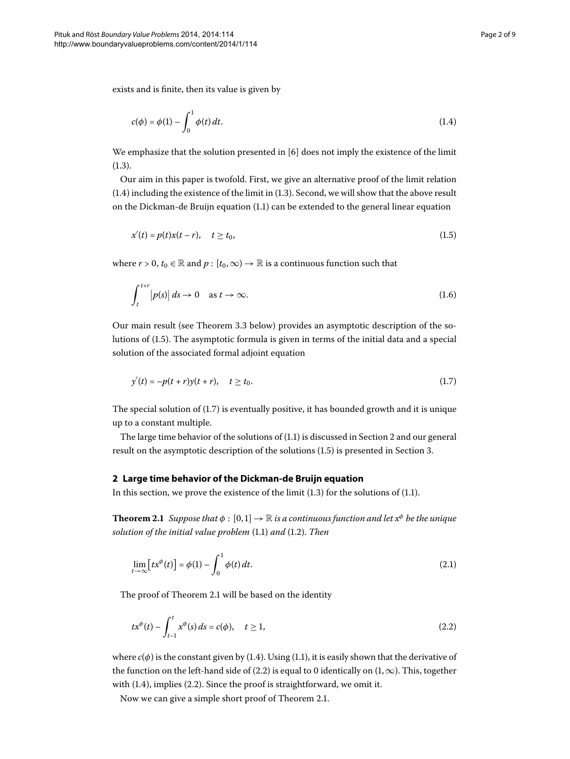exists and is finite, then its value is given by

$$c(\phi) = \phi(1) - \int_0^1 \phi(t)\,dt. \tag{1.4}$$

We emphasize that the solution presented in [6] does not imply the existence of the limit (1.3).

Our aim in this paper is twofold. First, we give an alternative proof of the limit relation (1.4) including the existence of the limit in (1.3). Second, we will show that the above result on the Dickman-de Bruijn equation (1.1) can be extended to the general linear equation

$$x'(t) = p(t)x(t-r), \quad t \geq t_0, \tag{1.5}$$

where $r > 0$, $t_0 \in \mathbb{R}$ and $p : [t_0, \infty) \to \mathbb{R}$ is a continuous function such that

$$\int_t^{t+r} \left|p(s)\right| ds \to 0 \quad \text{as } t \to \infty. \tag{1.6}$$

Our main result (see Theorem 3.3 below) provides an asymptotic description of the solutions of (1.5). The asymptotic formula is given in terms of the initial data and a special solution of the associated formal adjoint equation

$$y'(t) = -p(t+r)y(t+r), \quad t \geq t_0. \tag{1.7}$$

The special solution of (1.7) is eventually positive, it has bounded growth and it is unique up to a constant multiple.

The large time behavior of the solutions of (1.1) is discussed in Section 2 and our general result on the asymptotic description of the solutions (1.5) is presented in Section 3.

## 2 Large time behavior of the Dickman-de Bruijn equation

In this section, we prove the existence of the limit (1.3) for the solutions of (1.1).

**Theorem 2.1** *Suppose that $\phi : [0,1] \to \mathbb{R}$ is a continuous function and let $x^\phi$ be the unique solution of the initial value problem* (1.1) *and* (1.2). *Then*

$$\lim_{t\to\infty}\left[tx^\phi(t)\right] = \phi(1) - \int_0^1 \phi(t)\,dt. \tag{2.1}$$

The proof of Theorem 2.1 will be based on the identity

$$tx^\phi(t) - \int_{t-1}^t x^\phi(s)\,ds = c(\phi), \quad t \geq 1, \tag{2.2}$$

where $c(\phi)$ is the constant given by (1.4). Using (1.1), it is easily shown that the derivative of the function on the left-hand side of (2.2) is equal to 0 identically on $(1, \infty)$. This, together with (1.4), implies (2.2). Since the proof is straightforward, we omit it.

Now we can give a simple short proof of Theorem 2.1.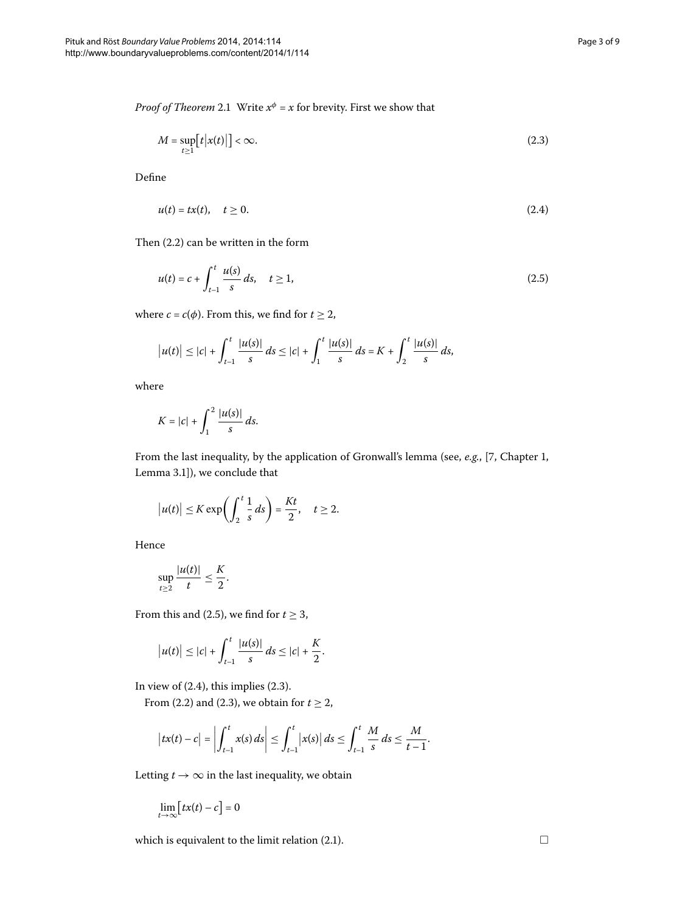*Proof of Theorem* 2.1 Write $x^\phi = x$ for brevity. First we show that

$$M = \sup_{t \geq 1} \bigl[t \bigl|x(t)\bigr|\bigr] < \infty. \tag{2.3}$$

Define

$$u(t) = tx(t), \quad t \geq 0. \tag{2.4}$$

Then (2.2) can be written in the form

$$u(t) = c + \int_{t-1}^{t} \frac{u(s)}{s}\, ds, \quad t \geq 1, \tag{2.5}$$

where $c = c(\phi)$. From this, we find for $t \geq 2$,

$$\bigl|u(t)\bigr| \leq |c| + \int_{t-1}^{t} \frac{|u(s)|}{s}\, ds \leq |c| + \int_{1}^{t} \frac{|u(s)|}{s}\, ds = K + \int_{2}^{t} \frac{|u(s)|}{s}\, ds,$$

where

$$K = |c| + \int_{1}^{2} \frac{|u(s)|}{s}\, ds.$$

From the last inequality, by the application of Gronwall's lemma (see, *e.g.*, [7, Chapter 1, Lemma 3.1]), we conclude that

$$\bigl|u(t)\bigr| \leq K \exp\biggl(\int_{2}^{t} \frac{1}{s}\, ds\biggr) = \frac{Kt}{2}, \quad t \geq 2.$$

Hence

$$\sup_{t \geq 2} \frac{|u(t)|}{t} \leq \frac{K}{2}.$$

From this and (2.5), we find for $t \geq 3$,

$$\bigl|u(t)\bigr| \leq |c| + \int_{t-1}^{t} \frac{|u(s)|}{s}\, ds \leq |c| + \frac{K}{2}.$$

In view of (2.4), this implies (2.3).

From (2.2) and (2.3), we obtain for $t \geq 2$,

$$\bigl|tx(t) - c\bigr| = \biggl|\int_{t-1}^{t} x(s)\, ds\biggr| \leq \int_{t-1}^{t} \bigl|x(s)\bigr|\, ds \leq \int_{t-1}^{t} \frac{M}{s}\, ds \leq \frac{M}{t-1}.$$

Letting $t \to \infty$ in the last inequality, we obtain

$$\lim_{t \to \infty} \bigl[tx(t) - c\bigr] = 0$$

which is equivalent to the limit relation (2.1). □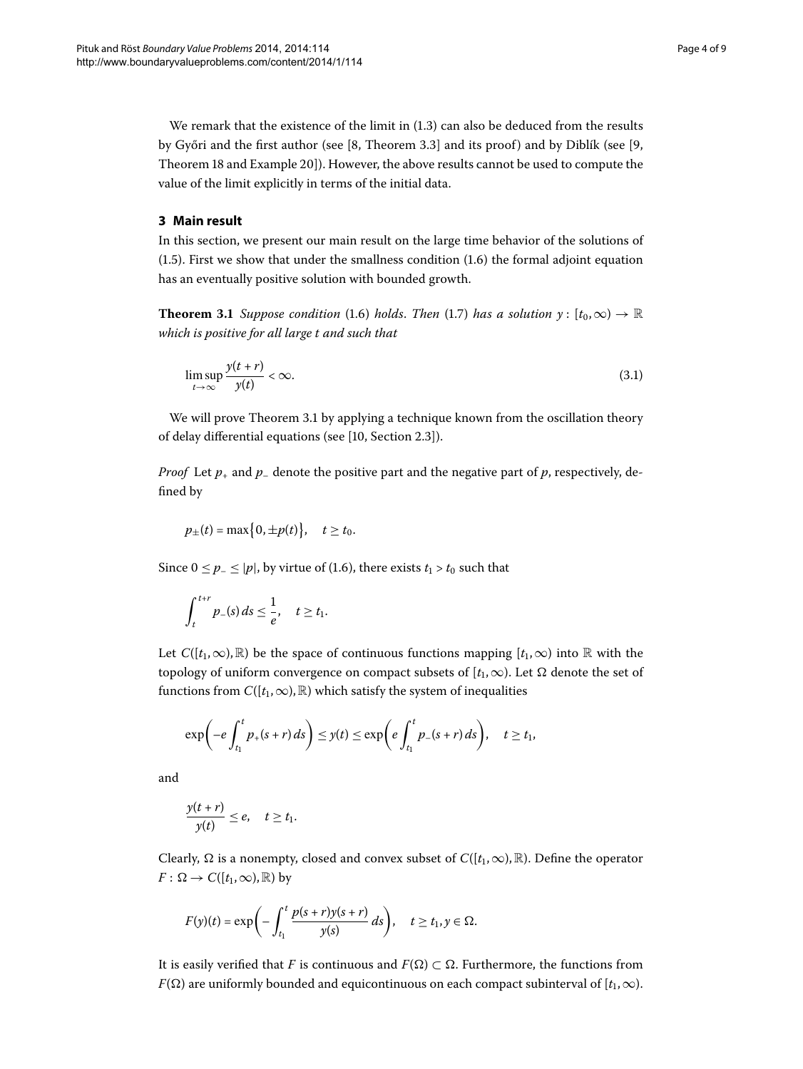We remark that the existence of the limit in (1.3) can also be deduced from the results by Győri and the first author (see [8, Theorem 3.3] and its proof) and by Diblík (see [9, Theorem 18 and Example 20]). However, the above results cannot be used to compute the value of the limit explicitly in terms of the initial data.

## 3 Main result

In this section, we present our main result on the large time behavior of the solutions of (1.5). First we show that under the smallness condition (1.6) the formal adjoint equation has an eventually positive solution with bounded growth.

**Theorem 3.1** *Suppose condition* (1.6) *holds. Then* (1.7) *has a solution* $y : [t_0, \infty) \to \mathbb{R}$ *which is positive for all large* $t$ *and such that*

$$\limsup_{t\to\infty} \frac{y(t+r)}{y(t)} < \infty. \tag{3.1}$$

We will prove Theorem 3.1 by applying a technique known from the oscillation theory of delay differential equations (see [10, Section 2.3]).

*Proof* Let $p_+$ and $p_-$ denote the positive part and the negative part of $p$, respectively, defined by

$$p_\pm(t) = \max\{0, \pm p(t)\}, \quad t \geq t_0.$$

Since $0 \leq p_- \leq |p|$, by virtue of (1.6), there exists $t_1 > t_0$ such that

$$\int_t^{t+r} p_-(s)\, ds \leq \frac{1}{e}, \quad t \geq t_1.$$

Let $C([t_1, \infty), \mathbb{R})$ be the space of continuous functions mapping $[t_1, \infty)$ into $\mathbb{R}$ with the topology of uniform convergence on compact subsets of $[t_1, \infty)$. Let $\Omega$ denote the set of functions from $C([t_1, \infty), \mathbb{R})$ which satisfy the system of inequalities

$$\exp\left(-e\int_{t_1}^t p_+(s+r)\, ds\right) \leq y(t) \leq \exp\left(e\int_{t_1}^t p_-(s+r)\, ds\right), \quad t \geq t_1,$$

and

$$\frac{y(t+r)}{y(t)} \leq e, \quad t \geq t_1.$$

Clearly, $\Omega$ is a nonempty, closed and convex subset of $C([t_1, \infty), \mathbb{R})$. Define the operator $F : \Omega \to C([t_1, \infty), \mathbb{R})$ by

$$F(y)(t) = \exp\left(-\int_{t_1}^t \frac{p(s+r)y(s+r)}{y(s)}\, ds\right), \quad t \geq t_1, y \in \Omega.$$

It is easily verified that $F$ is continuous and $F(\Omega) \subset \Omega$. Furthermore, the functions from $F(\Omega)$ are uniformly bounded and equicontinuous on each compact subinterval of $[t_1, \infty)$.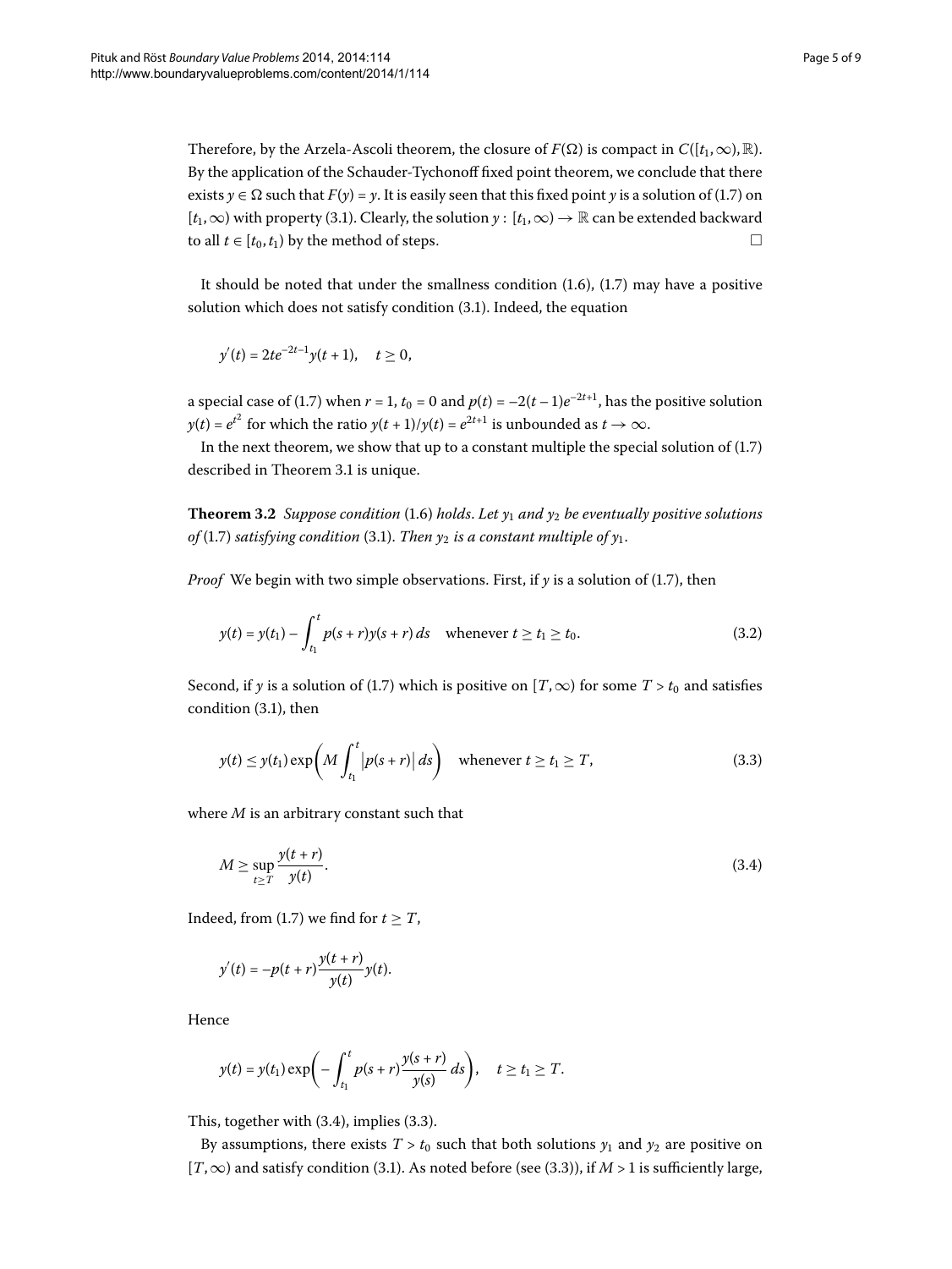Therefore, by the Arzela-Ascoli theorem, the closure of $F(\Omega)$ is compact in $C([t_1,\infty),\mathbb{R})$. By the application of the Schauder-Tychonoff fixed point theorem, we conclude that there exists $y \in \Omega$ such that $F(y) = y$. It is easily seen that this fixed point $y$ is a solution of (1.7) on $[t_1,\infty)$ with property (3.1). Clearly, the solution $y : [t_1,\infty) \to \mathbb{R}$ can be extended backward to all $t \in [t_0, t_1)$ by the method of steps. □

It should be noted that under the smallness condition (1.6), (1.7) may have a positive solution which does not satisfy condition (3.1). Indeed, the equation

$$y'(t) = 2te^{-2t-1}y(t+1), \quad t \geq 0,$$

a special case of (1.7) when $r = 1$, $t_0 = 0$ and $p(t) = -2(t-1)e^{-2t+1}$, has the positive solution $y(t) = e^{t^2}$ for which the ratio $y(t+1)/y(t) = e^{2t+1}$ is unbounded as $t \to \infty$.

In the next theorem, we show that up to a constant multiple the special solution of (1.7) described in Theorem 3.1 is unique.

**Theorem 3.2** *Suppose condition* (1.6) *holds. Let $y_1$ and $y_2$ be eventually positive solutions of* (1.7) *satisfying condition* (3.1)*. Then $y_2$ is a constant multiple of $y_1$.*

*Proof* We begin with two simple observations. First, if $y$ is a solution of (1.7), then

$$y(t) = y(t_1) - \int_{t_1}^{t} p(s+r)y(s+r)\,ds \quad \text{whenever } t \geq t_1 \geq t_0. \tag{3.2}$$

Second, if $y$ is a solution of (1.7) which is positive on $[T,\infty)$ for some $T > t_0$ and satisfies condition (3.1), then

$$y(t) \leq y(t_1)\exp\left(M\int_{t_1}^{t}\bigl|p(s+r)\bigr|\,ds\right) \quad \text{whenever } t \geq t_1 \geq T, \tag{3.3}$$

where $M$ is an arbitrary constant such that

$$M \geq \sup_{t\geq T}\frac{y(t+r)}{y(t)}. \tag{3.4}$$

Indeed, from (1.7) we find for $t \geq T$,

$$y'(t) = -p(t+r)\frac{y(t+r)}{y(t)}y(t).$$

Hence

$$y(t) = y(t_1)\exp\left(-\int_{t_1}^{t} p(s+r)\frac{y(s+r)}{y(s)}\,ds\right), \quad t \geq t_1 \geq T.$$

This, together with (3.4), implies (3.3).

By assumptions, there exists $T > t_0$ such that both solutions $y_1$ and $y_2$ are positive on $[T,\infty)$ and satisfy condition (3.1). As noted before (see (3.3)), if $M > 1$ is sufficiently large,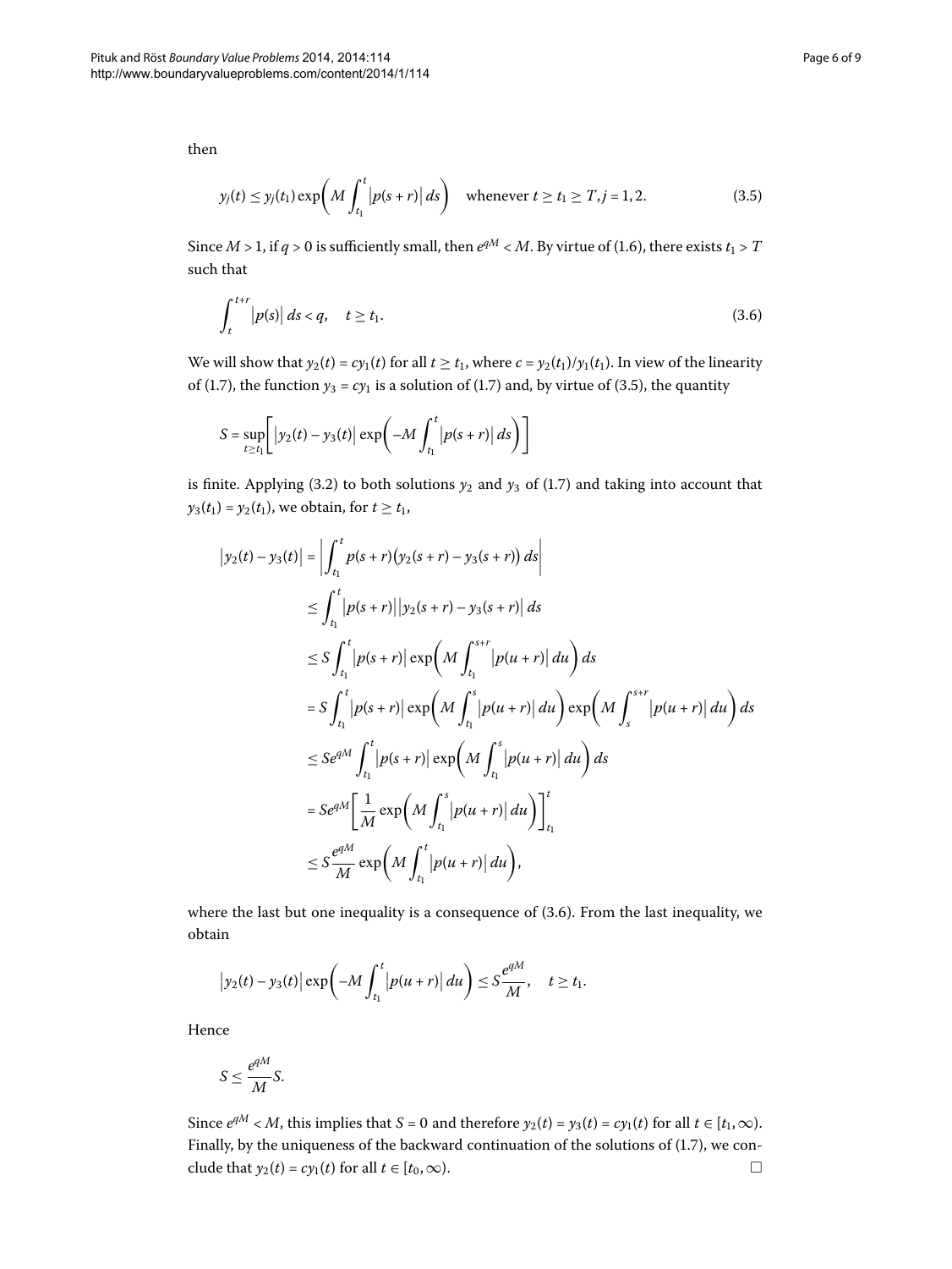then

$$y_j(t) \le y_j(t_1) \exp\left( M \int_{t_1}^{t} \left| p(s+r) \right| ds \right) \quad \text{whenever } t \ge t_1 \ge T, j = 1, 2. \tag{3.5}$$

Since $M > 1$, if $q > 0$ is sufficiently small, then $e^{qM} < M$. By virtue of (1.6), there exists $t_1 > T$ such that

$$\int_{t}^{t+r} \left| p(s) \right| ds < q, \quad t \ge t_1. \tag{3.6}$$

We will show that $y_2(t) = cy_1(t)$ for all $t \ge t_1$, where $c = y_2(t_1)/y_1(t_1)$. In view of the linearity of (1.7), the function $y_3 = cy_1$ is a solution of (1.7) and, by virtue of (3.5), the quantity

$$S = \sup_{t \ge t_1} \left[ \left| y_2(t) - y_3(t) \right| \exp\left( -M \int_{t_1}^{t} \left| p(s+r) \right| ds \right) \right]$$

is finite. Applying (3.2) to both solutions $y_2$ and $y_3$ of (1.7) and taking into account that $y_3(t_1) = y_2(t_1)$, we obtain, for $t \ge t_1$,

$$\begin{aligned}
\left| y_2(t) - y_3(t) \right| &= \left| \int_{t_1}^{t} p(s+r) \left( y_2(s+r) - y_3(s+r) \right) ds \right| \\
&\le \int_{t_1}^{t} \left| p(s+r) \right| \left| y_2(s+r) - y_3(s+r) \right| ds \\
&\le S \int_{t_1}^{t} \left| p(s+r) \right| \exp\left( M \int_{t_1}^{s+r} \left| p(u+r) \right| du \right) ds \\
&= S \int_{t_1}^{t} \left| p(s+r) \right| \exp\left( M \int_{t_1}^{s} \left| p(u+r) \right| du \right) \exp\left( M \int_{s}^{s+r} \left| p(u+r) \right| du \right) ds \\
&\le S e^{qM} \int_{t_1}^{t} \left| p(s+r) \right| \exp\left( M \int_{t_1}^{s} \left| p(u+r) \right| du \right) ds \\
&= S e^{qM} \left[ \frac{1}{M} \exp\left( M \int_{t_1}^{s} \left| p(u+r) \right| du \right) \right]_{t_1}^{t} \\
&\le S \frac{e^{qM}}{M} \exp\left( M \int_{t_1}^{t} \left| p(u+r) \right| du \right),
\end{aligned}$$

where the last but one inequality is a consequence of (3.6). From the last inequality, we obtain

$$\left| y_2(t) - y_3(t) \right| \exp\left( -M \int_{t_1}^{t} \left| p(u+r) \right| du \right) \le S \frac{e^{qM}}{M}, \quad t \ge t_1.$$

Hence

$$S \le \frac{e^{qM}}{M} S.$$

Since $e^{qM} < M$, this implies that $S = 0$ and therefore $y_2(t) = y_3(t) = cy_1(t)$ for all $t \in [t_1, \infty)$. Finally, by the uniqueness of the backward continuation of the solutions of (1.7), we conclude that $y_2(t) = cy_1(t)$ for all $t \in [t_0, \infty)$. □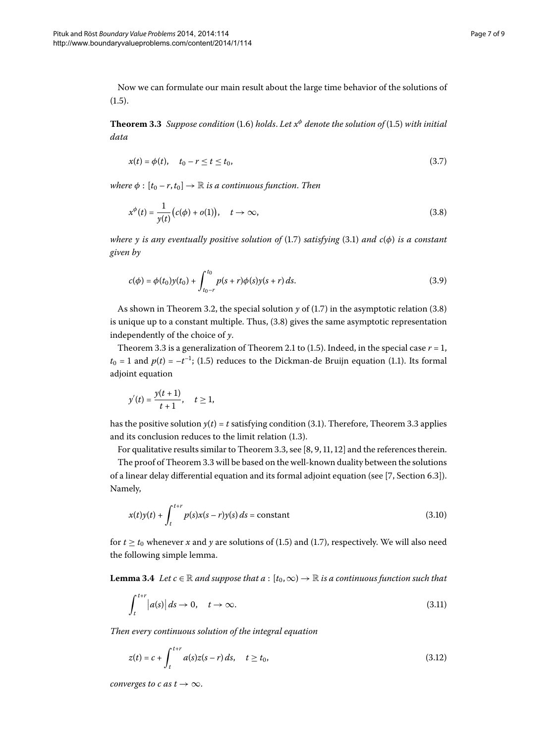Now we can formulate our main result about the large time behavior of the solutions of (1.5).

**Theorem 3.3** *Suppose condition* (1.6) *holds*. *Let $x^\phi$ denote the solution of* (1.5) *with initial data*

$$x(t) = \phi(t), \quad t_0 - r \le t \le t_0, \tag{3.7}$$

*where $\phi : [t_0 - r, t_0] \to \mathbb{R}$ is a continuous function*. *Then*

$$x^\phi(t) = \frac{1}{y(t)}\bigl(c(\phi) + o(1)\bigr), \quad t \to \infty, \tag{3.8}$$

*where $y$ is any eventually positive solution of* (1.7) *satisfying* (3.1) *and $c(\phi)$ is a constant given by*

$$c(\phi) = \phi(t_0)y(t_0) + \int_{t_0-r}^{t_0} p(s+r)\phi(s)y(s+r)\,ds. \tag{3.9}$$

As shown in Theorem 3.2, the special solution $y$ of (1.7) in the asymptotic relation (3.8) is unique up to a constant multiple. Thus, (3.8) gives the same asymptotic representation independently of the choice of $y$.

Theorem 3.3 is a generalization of Theorem 2.1 to (1.5). Indeed, in the special case $r = 1$, $t_0 = 1$ and $p(t) = -t^{-1}$; (1.5) reduces to the Dickman-de Bruijn equation (1.1). Its formal adjoint equation

$$y'(t) = \frac{y(t+1)}{t+1}, \quad t \ge 1,$$

has the positive solution $y(t) = t$ satisfying condition (3.1). Therefore, Theorem 3.3 applies and its conclusion reduces to the limit relation (1.3).

For qualitative results similar to Theorem 3.3, see [8, 9, 11, 12] and the references therein.

The proof of Theorem 3.3 will be based on the well-known duality between the solutions of a linear delay differential equation and its formal adjoint equation (see [7, Section 6.3]). Namely,

$$x(t)y(t) + \int_t^{t+r} p(s)x(s-r)y(s)\,ds = \text{constant} \tag{3.10}$$

for $t \ge t_0$ whenever $x$ and $y$ are solutions of (1.5) and (1.7), respectively. We will also need the following simple lemma.

**Lemma 3.4** *Let $c \in \mathbb{R}$ and suppose that $a : [t_0, \infty) \to \mathbb{R}$ is a continuous function such that*

$$\int_t^{t+r} \bigl|a(s)\bigr|\,ds \to 0, \quad t \to \infty. \tag{3.11}$$

*Then every continuous solution of the integral equation*

$$z(t) = c + \int_t^{t+r} a(s)z(s-r)\,ds, \quad t \ge t_0, \tag{3.12}$$

*converges to $c$ as $t \to \infty$.*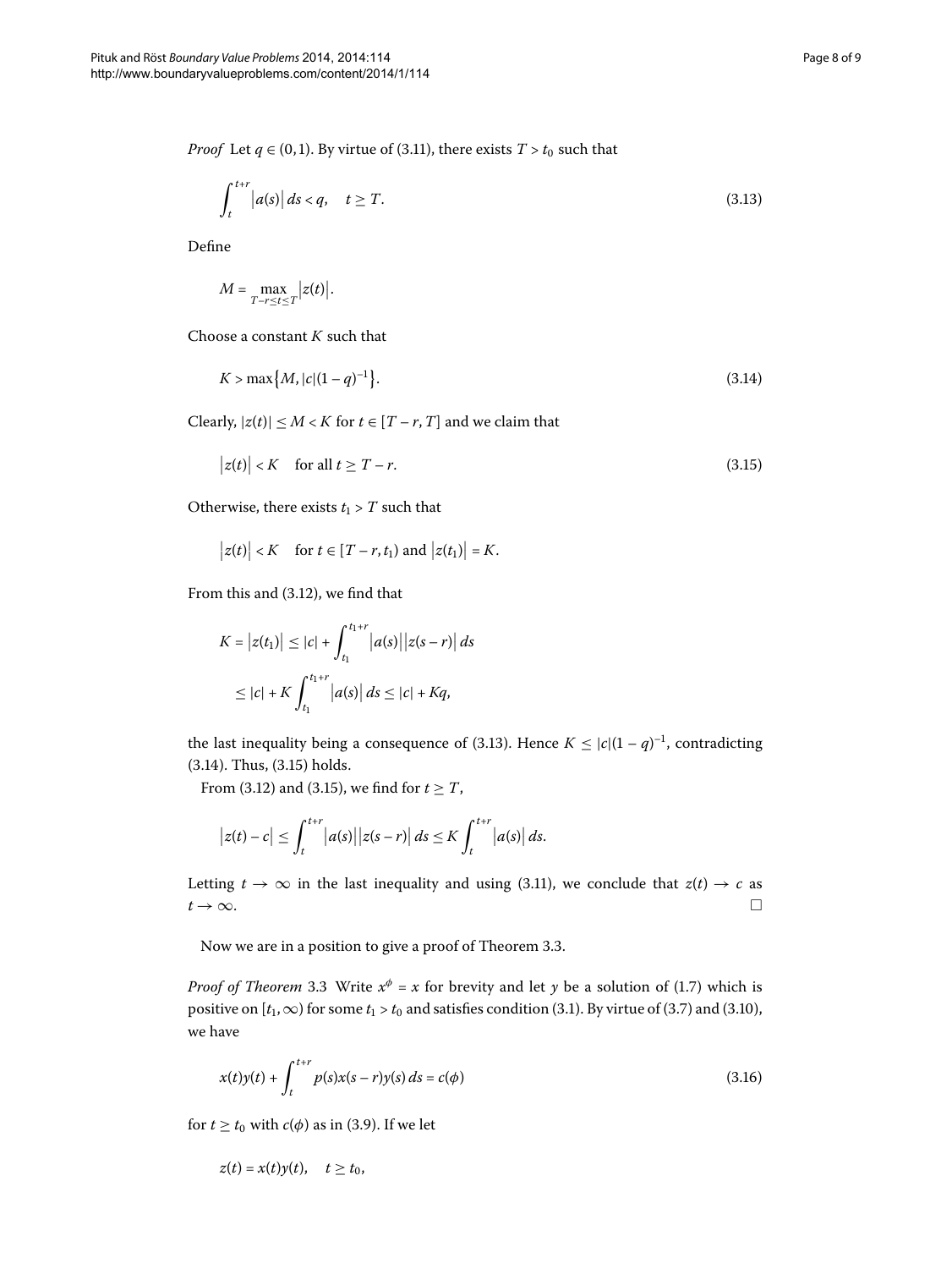*Proof* Let $q \in (0,1)$. By virtue of (3.11), there exists $T > t_0$ such that

$$\int_t^{t+r} |a(s)|\, ds < q, \quad t \geq T. \tag{3.13}$$

Define

$$M = \max_{T-r \leq t \leq T} |z(t)|.$$

Choose a constant $K$ such that

$$K > \max\{M, |c|(1-q)^{-1}\}. \tag{3.14}$$

Clearly, $|z(t)| \leq M < K$ for $t \in [T-r, T]$ and we claim that

$$|z(t)| < K \quad \text{for all } t \geq T-r. \tag{3.15}$$

Otherwise, there exists $t_1 > T$ such that

$$|z(t)| < K \quad \text{for } t \in [T-r, t_1) \text{ and } |z(t_1)| = K.$$

From this and (3.12), we find that

$$\begin{aligned} K = |z(t_1)| &\leq |c| + \int_{t_1}^{t_1+r} |a(s)||z(s-r)|\, ds \\ &\leq |c| + K \int_{t_1}^{t_1+r} |a(s)|\, ds \leq |c| + Kq, \end{aligned}$$

the last inequality being a consequence of (3.13). Hence $K \leq |c|(1-q)^{-1}$, contradicting (3.14). Thus, (3.15) holds.

From (3.12) and (3.15), we find for $t \geq T$,

$$|z(t) - c| \leq \int_t^{t+r} |a(s)||z(s-r)|\, ds \leq K \int_t^{t+r} |a(s)|\, ds.$$

Letting $t \to \infty$ in the last inequality and using (3.11), we conclude that $z(t) \to c$ as $t \to \infty$. □

Now we are in a position to give a proof of Theorem 3.3.

*Proof of Theorem* 3.3 Write $x^{\phi} = x$ for brevity and let $y$ be a solution of (1.7) which is positive on $[t_1, \infty)$ for some $t_1 > t_0$ and satisfies condition (3.1). By virtue of (3.7) and (3.10), we have

$$x(t)y(t) + \int_t^{t+r} p(s)x(s-r)y(s)\, ds = c(\phi) \tag{3.16}$$

for $t \geq t_0$ with $c(\phi)$ as in (3.9). If we let

$$z(t) = x(t)y(t), \quad t \geq t_0,$$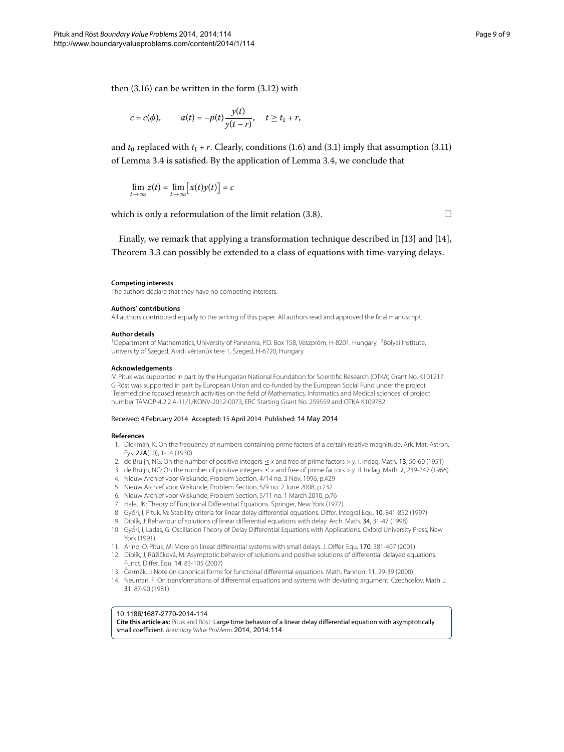then (3.16) can be written in the form (3.12) with

$$c = c(\phi), \qquad a(t) = -p(t)\frac{y(t)}{y(t-r)}, \quad t \geq t_1 + r,$$

and $t_0$ replaced with $t_1 + r$. Clearly, conditions (1.6) and (3.1) imply that assumption (3.11) of Lemma 3.4 is satisfied. By the application of Lemma 3.4, we conclude that

$$\lim_{t\to\infty} z(t) = \lim_{t\to\infty}\left[x(t)y(t)\right] = c$$

which is only a reformulation of the limit relation (3.8). □

Finally, we remark that applying a transformation technique described in [13] and [14], Theorem 3.3 can possibly be extended to a class of equations with time-varying delays.

**Competing interests**

The authors declare that they have no competing interests.

**Authors' contributions**

All authors contributed equally to the writing of this paper. All authors read and approved the final manuscript.

**Author details**

[1]Department of Mathematics, University of Pannonia, P.O. Box 158, Veszprém, H-8201, Hungary. [2]Bolyai Institute, University of Szeged, Aradi vértanúk tere 1, Szeged, H-6720, Hungary.

**Acknowledgements**

M Pituk was supported in part by the Hungarian National Foundation for Scientific Research (OTKA) Grant No. K101217. G Röst was supported in part by European Union and co-funded by the European Social Fund under the project 'Telemedicine focused research activities on the field of Mathematics, Informatics and Medical sciences' of project number TÁMOP-4.2.2.A-11/1/KONV-2012-0073, ERC Starting Grant No. 259559 and OTKA K109782.

Received: 4 February 2014 Accepted: 15 April 2014 Published: 14 May 2014

**References**

1. Dickman, K: On the frequency of numbers containing prime factors of a certain relative magnitude. Ark. Mat. Astron. Fys. **22A**(10), 1-14 (1930)
2. de Bruijn, NG: On the number of positive integers ≤ x and free of prime factors > y. I. Indag. Math. **13**, 50-60 (1951)
3. de Bruijn, NG: On the number of positive integers ≤ x and free of prime factors > y. II. Indag. Math. **2**, 239-247 (1966)
4. Nieuw Archief voor Wiskunde, Problem Section, 4/14 no. 3 Nov. 1996, p.429
5. Nieuw Archief voor Wiskunde, Problem Section, 5/9 no. 2 June 2008, p.232
6. Nieuw Archief voor Wiskunde, Problem Section, 5/11 no. 1 March 2010, p.76
7. Hale, JK: Theory of Functional Differential Equations. Springer, New York (1977)
8. Győri, I, Pituk, M: Stability criteria for linear delay differential equations. Differ. Integral Equ. **10**, 841-852 (1997)
9. Diblík, J: Behaviour of solutions of linear differential equations with delay. Arch. Math. **34**, 31-47 (1998)
10. Győri, I, Ladas, G: Oscillation Theory of Delay Differential Equations with Applications. Oxford University Press, New York (1991)
11. Arino, O, Pituk, M: More on linear differential systems with small delays. J. Differ. Equ. **170**, 381-407 (2001)
12. Diblík, J, Růžičková, M: Asymptotic behavior of solutions and positive solutions of differential delayed equations. Funct. Differ. Equ. **14**, 83-105 (2007)
13. Čermák, J: Note on canonical forms for functional differential equations. Math. Pannon. **11**, 29-39 (2000)
14. Neuman, F: On transformations of differential equations and systems with deviating argument. Czechoslov. Math. J. **31**, 87-90 (1981)

10.1186/1687-2770-2014-114

**Cite this article as:** Pituk and Röst: Large time behavior of a linear delay differential equation with asymptotically small coefficient. *Boundary Value Problems* 2014, 2014:114